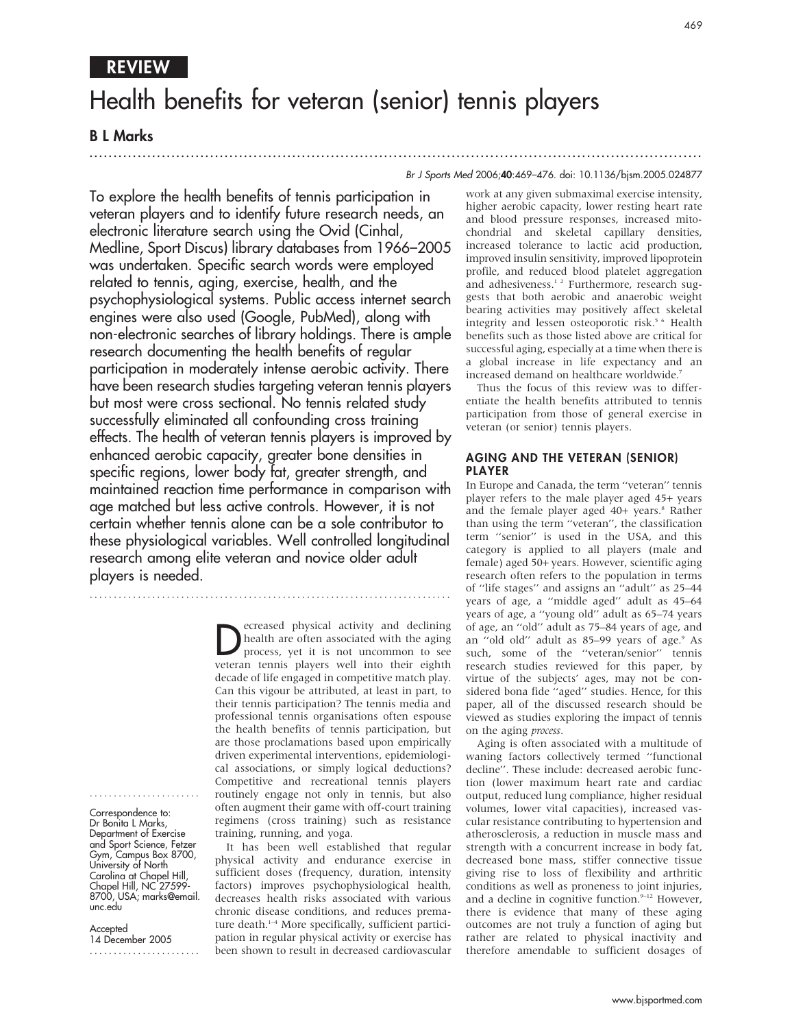REVIEW

# Health benefits for veteran (senior) tennis players

**B L Marks**

*Br J Sports Med* 2006;**40**:469–476. doi: 10.1136/bjsm.2005.024877

To explore the health benefits of tennis participation in veteran players and to identify future research needs, an electronic literature search using the Ovid (Cinhal, Medline, Sport Discus) library databases from 1966–2005 was undertaken. Specific search words were employed related to tennis, aging, exercise, health, and the psychophysiological systems. Public access internet search engines were also used (Google, PubMed), along with non-electronic searches of library holdings. There is ample research documenting the health benefits of regular participation in moderately intense aerobic activity. There have been research studies targeting veteran tennis players but most were cross sectional. No tennis related study successfully eliminated all confounding cross training effects. The health of veteran tennis players is improved by enhanced aerobic capacity, greater bone densities in specific regions, lower body fat, greater strength, and maintained reaction time performance in comparison with age matched but less active controls. However, it is not certain whether tennis alone can be a sole contributor to these physiological variables. Well controlled longitudinal research among elite veteran and novice older adult players is needed.

Correspondence to: Dr Bonita L Marks, Department of Exercise and Sport Science, Fetzer Gym, Campus Box 8700, University of North Carolina at Chapel Hill, Chapel Hill, NC 27599-8700, USA; marks@email.unc.edu

Accepted 14 December 2005

Decreased physical activity and declining health are often associated with the aging process, yet it is not uncommon to see veteran tennis players well into their eighth decade of life engaged in competitive match play. Can this vigour be attributed, at least in part, to their tennis participation? The tennis media and professional tennis organisations often espouse the health benefits of tennis participation, but are those proclamations based upon empirically driven experimental interventions, epidemiological associations, or simply logical deductions? Competitive and recreational tennis players routinely engage not only in tennis, but also often augment their game with off-court training regimens (cross training) such as resistance training, running, and yoga.

It has been well established that regular physical activity and endurance exercise in sufficient doses (frequency, duration, intensity factors) improves psychophysiological health, decreases health risks associated with various chronic disease conditions, and reduces premature death.[1–4] More specifically, sufficient participation in regular physical activity or exercise has been shown to result in decreased cardiovascular work at any given submaximal exercise intensity, higher aerobic capacity, lower resting heart rate and blood pressure responses, increased mitochondrial and skeletal capillary densities, increased tolerance to lactic acid production, improved insulin sensitivity, improved lipoprotein profile, and reduced blood platelet aggregation and adhesiveness.[1 2] Furthermore, research suggests that both aerobic and anaerobic weight bearing activities may positively affect skeletal integrity and lessen osteoporotic risk.[5 6] Health benefits such as those listed above are critical for successful aging, especially at a time when there is a global increase in life expectancy and an increased demand on healthcare worldwide.[7]

Thus the focus of this review was to differentiate the health benefits attributed to tennis participation from those of general exercise in veteran (or senior) tennis players.

## AGING AND THE VETERAN (SENIOR) PLAYER

In Europe and Canada, the term ''veteran'' tennis player refers to the male player aged 45+ years and the female player aged 40+ years.[8] Rather than using the term ''veteran'', the classification term ''senior'' is used in the USA, and this category is applied to all players (male and female) aged 50+ years. However, scientific aging research often refers to the population in terms of ''life stages'' and assigns an ''adult'' as 25–44 years of age, a ''middle aged'' adult as 45–64 years of age, a ''young old'' adult as 65–74 years of age, an ''old'' adult as 75–84 years of age, and an ''old old'' adult as 85–99 years of age.[9] As such, some of the ''veteran/senior'' tennis research studies reviewed for this paper, by virtue of the subjects' ages, may not be considered bona fide ''aged'' studies. Hence, for this paper, all of the discussed research should be viewed as studies exploring the impact of tennis on the aging *process*.

Aging is often associated with a multitude of waning factors collectively termed ''functional decline''. These include: decreased aerobic function (lower maximum heart rate and cardiac output, reduced lung compliance, higher residual volumes, lower vital capacities), increased vascular resistance contributing to hypertension and atherosclerosis, a reduction in muscle mass and strength with a concurrent increase in body fat, decreased bone mass, stiffer connective tissue giving rise to loss of flexibility and arthritic conditions as well as proneness to joint injuries, and a decline in cognitive function.[9–12] However, there is evidence that many of these aging outcomes are not truly a function of aging but rather are related to physical inactivity and therefore amendable to sufficient dosages of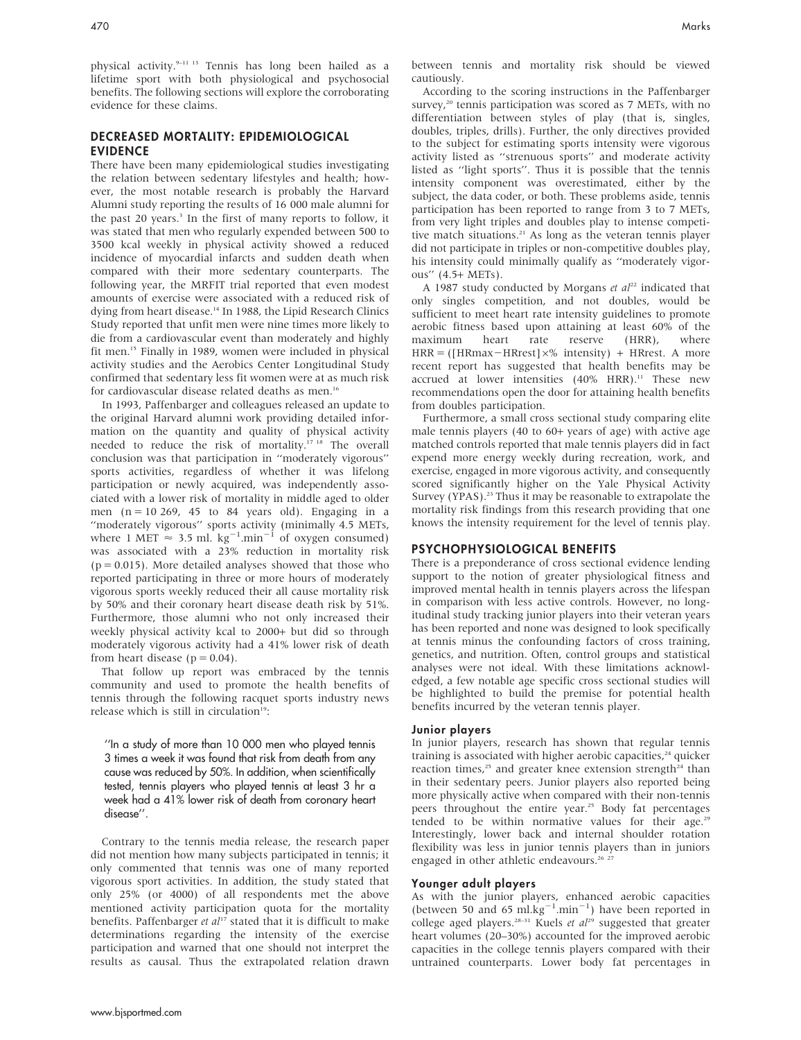physical activity.[9–11 13] Tennis has long been hailed as a lifetime sport with both physiological and psychosocial benefits. The following sections will explore the corroborating evidence for these claims.

## DECREASED MORTALITY: EPIDEMIOLOGICAL EVIDENCE

There have been many epidemiological studies investigating the relation between sedentary lifestyles and health; however, the most notable research is probably the Harvard Alumni study reporting the results of 16 000 male alumni for the past 20 years.[3] In the first of many reports to follow, it was stated that men who regularly expended between 500 to 3500 kcal weekly in physical activity showed a reduced incidence of myocardial infarcts and sudden death when compared with their more sedentary counterparts. The following year, the MRFIT trial reported that even modest amounts of exercise were associated with a reduced risk of dying from heart disease.[14] In 1988, the Lipid Research Clinics Study reported that unfit men were nine times more likely to die from a cardiovascular event than moderately and highly fit men.[15] Finally in 1989, women were included in physical activity studies and the Aerobics Center Longitudinal Study confirmed that sedentary less fit women were at as much risk for cardiovascular disease related deaths as men.[16]

In 1993, Paffenbarger and colleagues released an update to the original Harvard alumni work providing detailed information on the quantity and quality of physical activity needed to reduce the risk of mortality.[17 18] The overall conclusion was that participation in "moderately vigorous" sports activities, regardless of whether it was lifelong participation or newly acquired, was independently associated with a lower risk of mortality in middle aged to older men (n = 10 269, 45 to 84 years old). Engaging in a "moderately vigorous" sports activity (minimally 4.5 METs, where 1 MET $\approx$ 3.5 ml. $kg^{-1}.min^{-1}$ of oxygen consumed) was associated with a 23% reduction in mortality risk ($p = 0.015$). More detailed analyses showed that those who reported participating in three or more hours of moderately vigorous sports weekly reduced their all cause mortality risk by 50% and their coronary heart disease death risk by 51%. Furthermore, those alumni who not only increased their weekly physical activity kcal to 2000+ but did so through moderately vigorous activity had a 41% lower risk of death from heart disease ($p = 0.04$).

That follow up report was embraced by the tennis community and used to promote the health benefits of tennis through the following racquet sports industry news release which is still in circulation[19]:

> *"In a study of more than 10 000 men who played tennis 3 times a week it was found that risk from death from any cause was reduced by 50%. In addition, when scientifically tested, tennis players who played tennis at least 3 hr a week had a 41% lower risk of death from coronary heart disease".*

Contrary to the tennis media release, the research paper did not mention how many subjects participated in tennis; it only commented that tennis was one of many reported vigorous sport activities. In addition, the study stated that only 25% (or 4000) of all respondents met the above mentioned activity participation quota for the mortality benefits. Paffenbarger *et al*[17] stated that it is difficult to make determinations regarding the intensity of the exercise participation and warned that one should not interpret the results as causal. Thus the extrapolated relation drawn between tennis and mortality risk should be viewed cautiously.

According to the scoring instructions in the Paffenbarger survey,[20] tennis participation was scored as 7 METs, with no differentiation between styles of play (that is, singles, doubles, triples, drills). Further, the only directives provided to the subject for estimating sports intensity were vigorous activity listed as "strenuous sports" and moderate activity listed as "light sports". Thus it is possible that the tennis intensity component was overestimated, either by the subject, the data coder, or both. These problems aside, tennis participation has been reported to range from 3 to 7 METs, from very light triples and doubles play to intense competitive match situations.[21] As long as the veteran tennis player did not participate in triples or non-competitive doubles play, his intensity could minimally qualify as "moderately vigorous" (4.5+ METs).

A 1987 study conducted by Morgans *et al*[22] indicated that only singles competition, and not doubles, would be sufficient to meet heart rate intensity guidelines to promote aerobic fitness based upon attaining at least 60% of the maximum heart rate reserve (HRR), where $HRR = ([HRmax - HRrest] \times \%\ intensity) + HRrest$. A more recent report has suggested that health benefits may be accrued at lower intensities (40% HRR).[11] These new recommendations open the door for attaining health benefits from doubles participation.

Furthermore, a small cross sectional study comparing elite male tennis players (40 to 60+ years of age) with active age matched controls reported that male tennis players did in fact expend more energy weekly during recreation, work, and exercise, engaged in more vigorous activity, and consequently scored significantly higher on the Yale Physical Activity Survey (YPAS).[23] Thus it may be reasonable to extrapolate the mortality risk findings from this research providing that one knows the intensity requirement for the level of tennis play.

## PSYCHOPHYSIOLOGICAL BENEFITS

There is a preponderance of cross sectional evidence lending support to the notion of greater physiological fitness and improved mental health in tennis players across the lifespan in comparison with less active controls. However, no longitudinal study tracking junior players into their veteran years has been reported and none was designed to look specifically at tennis minus the confounding factors of cross training, genetics, and nutrition. Often, control groups and statistical analyses were not ideal. With these limitations acknowledged, a few notable age specific cross sectional studies will be highlighted to build the premise for potential health benefits incurred by the veteran tennis player.

### Junior players

In junior players, research has shown that regular tennis training is associated with higher aerobic capacities,[24] quicker reaction times,[25] and greater knee extension strength[24] than in their sedentary peers. Junior players also reported being more physically active when compared with their non-tennis peers throughout the entire year.[25] Body fat percentages tended to be within normative values for their age.[29] Interestingly, lower back and internal shoulder rotation flexibility was less in junior tennis players than in juniors engaged in other athletic endeavours.[26 27]

### Younger adult players

As with the junior players, enhanced aerobic capacities (between 50 and 65 $ml.kg^{-1}.min^{-1}$) have been reported in college aged players.[28–31] Kuels *et al*[29] suggested that greater heart volumes (20–30%) accounted for the improved aerobic capacities in the college tennis players compared with their untrained counterparts. Lower body fat percentages in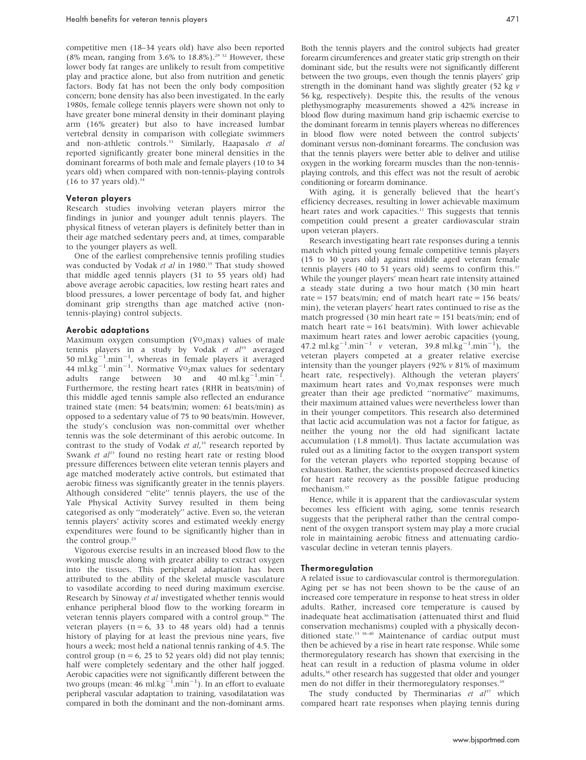competitive men (18–34 years old) have also been reported (8% mean, ranging from 3.6% to 18.8%).[29 32] However, these lower body fat ranges are unlikely to result from competitive play and practice alone, but also from nutrition and genetic factors. Body fat has not been the only body composition concern; bone density has also been investigated. In the early 1980s, female college tennis players were shown not only to have greater bone mineral density in their dominant playing arm (16% greater) but also to have increased lumbar vertebral density in comparison with collegiate swimmers and non-athletic controls.[33] Similarly, Haapasalo *et al* reported significantly greater bone mineral densities in the dominant forearms of both male and female players (10 to 34 years old) when compared with non-tennis-playing controls (16 to 37 years old).[34]

### Veteran players

Research studies involving veteran players mirror the findings in junior and younger adult tennis players. The physical fitness of veteran players is definitely better than in their age matched sedentary peers and, at times, comparable to the younger players as well.

One of the earliest comprehensive tennis profiling studies was conducted by Vodak *et al* in 1980.[35] That study showed that middle aged tennis players (31 to 55 years old) had above average aerobic capacities, low resting heart rates and blood pressures, a lower percentage of body fat, and higher dominant grip strengths than age matched active (non-tennis-playing) control subjects.

### Aerobic adaptations

Maximum oxygen consumption ($\dot{V}O_2$max) values of male tennis players in a study by Vodak *et al*[35] averaged 50 $ml.kg^{-1}.min^{-1}$, whereas in female players it averaged 44 $ml.kg^{-1}.min^{-1}$. Normative $\dot{V}O_2$max values for sedentary adults range between 30 and 40 $ml.kg^{-1}.min^{-1}$. Furthermore, the resting heart rates (RHR in beats/min) of this middle aged tennis sample also reflected an endurance trained state (men: 54 beats/min; women: 61 beats/min) as opposed to a sedentary value of 75 to 90 beats/min. However, the study's conclusion was non-committal over whether tennis was the sole determinant of this aerobic outcome. In contrast to the study of Vodak *et al*,[35] research reported by Swank *et al*[23] found no resting heart rate or resting blood pressure differences between elite veteran tennis players and age matched moderately active controls, but estimated that aerobic fitness was significantly greater in the tennis players. Although considered "elite" tennis players, the use of the Yale Physical Activity Survey resulted in them being categorised as only "moderately" active. Even so, the veteran tennis players' activity scores and estimated weekly energy expenditures were found to be significantly higher than in the control group.[23]

Vigorous exercise results in an increased blood flow to the working muscle along with greater ability to extract oxygen into the tissues. This peripheral adaptation has been attributed to the ability of the skeletal muscle vasculature to vasodilate according to need during maximum exercise. Research by Sinoway *et al* investigated whether tennis would enhance peripheral blood flow to the working forearm in veteran tennis players compared with a control group.[36] The veteran players ($n = 6$, 33 to 48 years old) had a tennis history of playing for at least the previous nine years, five hours a week; most held a national tennis ranking of 4.5. The control group ($n = 6$, 25 to 52 years old) did not play tennis; half were completely sedentary and the other half jogged. Aerobic capacities were not significantly different between the two groups (mean: 46 $ml.kg^{-1}.min^{-1}$). In an effort to evaluate peripheral vascular adaptation to training, vasodilatation was compared in both the dominant and the non-dominant arms. Both the tennis players and the control subjects had greater forearm circumferences and greater static grip strength on their dominant side, but the results were not significantly different between the two groups, even though the tennis players' grip strength in the dominant hand was slightly greater (52 kg *v* 56 kg, respectively). Despite this, the results of the venous plethysmography measurements showed a 42% increase in blood flow during maximum hand grip ischaemic exercise to the dominant forearm in tennis players whereas no differences in blood flow were noted between the control subjects' dominant versus non-dominant forearms. The conclusion was that the tennis players were better able to deliver and utilise oxygen in the working forearm muscles than the non-tennis-playing controls, and this effect was not the result of aerobic conditioning or forearm dominance.

With aging, it is generally believed that the heart's efficiency decreases, resulting in lower achievable maximum heart rates and work capacities.[11] This suggests that tennis competition could present a greater cardiovascular strain upon veteran players.

Research investigating heart rate responses during a tennis match which pitted young female competitive tennis players (15 to 30 years old) against middle aged veteran female tennis players (40 to 51 years old) seems to confirm this.[37] While the younger players' mean heart rate intensity attained a steady state during a two hour match (30 min heart rate = 157 beats/min; end of match heart rate = 156 beats/min), the veteran players' heart rates continued to rise as the match progressed (30 min heart rate = 151 beats/min; end of match heart rate = 161 beats/min). With lower achievable maximum heart rates and lower aerobic capacities (young, 47.2 $ml.kg^{-1}.min^{-1}$ *v* veteran, 39.8 $ml.kg^{-1}.min^{-1}$), the veteran players competed at a greater relative exercise intensity than the younger players (92% *v* 81% of maximum heart rate, respectively). Although the veteran players' maximum heart rates and $\dot{V}O_2$max responses were much greater than their age predicted "normative" maximums, their maximum attained values were nevertheless lower than in their younger competitors. This research also determined that lactic acid accumulation was not a factor for fatigue, as neither the young nor the old had significant lactate accumulation (1.8 mmol/l). Thus lactate accumulation was ruled out as a limiting factor to the oxygen transport system for the veteran players who reported stopping because of exhaustion. Rather, the scientists proposed decreased kinetics for heart rate recovery as the possible fatigue producing mechanism.[37]

Hence, while it is apparent that the cardiovascular system becomes less efficient with aging, some tennis research suggests that the peripheral rather than the central component of the oxygen transport system may play a more crucial role in maintaining aerobic fitness and attenuating cardiovascular decline in veteran tennis players.

### Thermoregulation

A related issue to cardiovascular control is thermoregulation. Aging per se has not been shown to be the cause of an increased core temperature in response to heat stress in older adults. Rather, increased core temperature is caused by inadequate heat acclimatisation (attenuated thirst and fluid conservation mechanisms) coupled with a physically deconditioned state.[13 38–40] Maintenance of cardiac output must then be achieved by a rise in heart rate response. While some thermoregulatory research has shown that exercising in the heat can result in a reduction of plasma volume in older adults,[38] other research has suggested that older and younger men do not differ in their thermoregulatory responses.[39]

The study conducted by Therminarias *et al*[37] which compared heart rate responses when playing tennis during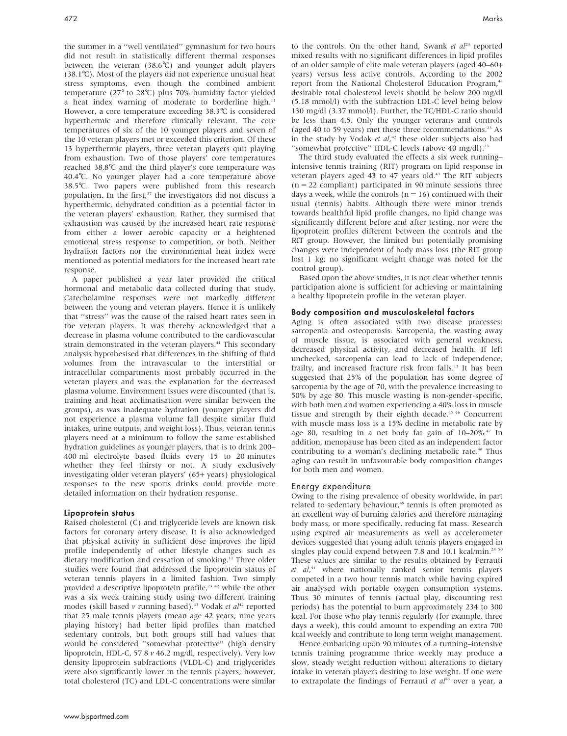the summer in a ''well ventilated'' gymnasium for two hours did not result in statistically different thermal responses between the veteran (38.6℃) and younger adult players (38.1℃). Most of the players did not experience unusual heat stress symptoms, even though the combined ambient temperature (27° to 28℃) plus 70% humidity factor yielded a heat index warning of moderate to borderline high.[11] However, a core temperature exceeding 38.3℃ is considered hyperthermic and therefore clinically relevant. The core temperatures of six of the 10 younger players and seven of the 10 veteran players met or exceeded this criterion. Of these 13 hyperthermic players, three veteran players quit playing from exhaustion. Two of those players' core temperatures reached 38.8℃ and the third player's core temperature was 40.4℃. No younger player had a core temperature above 38.5℃. Two papers were published from this research population. In the first,[37] the investigators did not discuss a hyperthermic, dehydrated condition as a potential factor in the veteran players' exhaustion. Rather, they surmised that exhaustion was caused by the increased heart rate response from either a lower aerobic capacity or a heightened emotional stress response to competition, or both. Neither hydration factors nor the environmental heat index were mentioned as potential mediators for the increased heart rate response.

A paper published a year later provided the critical hormonal and metabolic data collected during that study. Catecholamine responses were not markedly different between the young and veteran players. Hence it is unlikely that ''stress'' was the cause of the raised heart rates seen in the veteran players. It was thereby acknowledged that a decrease in plasma volume contributed to the cardiovascular strain demonstrated in the veteran players.[41] This secondary analysis hypothesised that differences in the shifting of fluid volumes from the intravascular to the interstitial or intracellular compartments most probably occurred in the veteran players and was the explanation for the decreased plasma volume. Environment issues were discounted (that is, training and heat acclimatisation were similar between the groups), as was inadequate hydration (younger players did not experience a plasma volume fall despite similar fluid intakes, urine outputs, and weight loss). Thus, veteran tennis players need at a minimum to follow the same established hydration guidelines as younger players, that is to drink 200–400 ml electrolyte based fluids every 15 to 20 minutes whether they feel thirsty or not. A study exclusively investigating older veteran players' (65+ years) physiological responses to the new sports drinks could provide more detailed information on their hydration response.

### Lipoprotein status

Raised cholesterol (C) and triglyceride levels are known risk factors for coronary artery disease. It is also acknowledged that physical activity in sufficient dose improves the lipid profile independently of other lifestyle changes such as dietary modification and cessation of smoking.[11] Three older studies were found that addressed the lipoprotein status of veteran tennis players in a limited fashion. Two simply provided a descriptive lipoprotein profile,[23 42] while the other was a six week training study using two different training modes (skill based *v* running based).[43] Vodak *et al*[42] reported that 25 male tennis players (mean age 42 years; nine years playing history) had better lipid profiles than matched sedentary controls, but both groups still had values that would be considered ''somewhat protective'' (high density lipoprotein, HDL-C, 57.8 *v* 46.2 mg/dl, respectively). Very low density lipoprotein subfractions (VLDL-C) and triglycerides were also significantly lower in the tennis players; however, total cholesterol (TC) and LDL-C concentrations were similar to the controls. On the other hand, Swank *et al*[23] reported mixed results with no significant differences in lipid profiles of an older sample of elite male veteran players (aged 40–60+ years) versus less active controls. According to the 2002 report from the National Cholesterol Education Program,[44] desirable total cholesterol levels should be below 200 mg/dl (5.18 mmol/l) with the subfraction LDL-C level being below 130 mg/dl (3.37 mmol/l). Further, the TC/HDL-C ratio should be less than 4.5. Only the younger veterans and controls (aged 40 to 59 years) met these three recommendations.[23] As in the study by Vodak *et al*,[42] these older subjects also had ''somewhat protective'' HDL-C levels (above 40 mg/dl).[23]

The third study evaluated the effects a six week running–intensive tennis training (RIT) program on lipid response in veteran players aged 43 to 47 years old.[43] The RIT subjects (n = 22 compliant) participated in 90 minute sessions three days a week, while the controls (n = 16) continued with their usual (tennis) habits. Although there were minor trends towards healthful lipid profile changes, no lipid change was significantly different before and after testing, nor were the lipoprotein profiles different between the controls and the RIT group. However, the limited but potentially promising changes were independent of body mass loss (the RIT group lost 1 kg; no significant weight change was noted for the control group).

Based upon the above studies, it is not clear whether tennis participation alone is sufficient for achieving or maintaining a healthy lipoprotein profile in the veteran player.

### Body composition and musculoskeletal factors

Aging is often associated with two disease processes: sarcopenia and osteoporosis. Sarcopenia, the wasting away of muscle tissue, is associated with general weakness, decreased physical activity, and decreased health. If left unchecked, sarcopenia can lead to lack of independence, frailty, and increased fracture risk from falls.[13] It has been suggested that 25% of the population has some degree of sarcopenia by the age of 70, with the prevalence increasing to 50% by age 80. This muscle wasting is non-gender-specific, with both men and women experiencing a 40% loss in muscle tissue and strength by their eighth decade.[45 46] Concurrent with muscle mass loss is a 15% decline in metabolic rate by age 80, resulting in a net body fat gain of 10–20%.[47] In addition, menopause has been cited as an independent factor contributing to a woman's declining metabolic rate.[48] Thus aging can result in unfavourable body composition changes for both men and women.

#### Energy expenditure

Owing to the rising prevalence of obesity worldwide, in part related to sedentary behaviour,[49] tennis is often promoted as an excellent way of burning calories and therefore managing body mass, or more specifically, reducing fat mass. Research using expired air measurements as well as accelerometer devices suggested that young adult tennis players engaged in singles play could expend between 7.8 and 10.1 kcal/min.[28 50] These values are similar to the results obtained by Ferrauti *et al*,[51] where nationally ranked senior tennis players competed in a two hour tennis match while having expired air analysed with portable oxygen consumption systems. Thus 30 minutes of tennis (actual play, discounting rest periods) has the potential to burn approximately 234 to 300 kcal. For those who play tennis regularly (for example, three days a week), this could amount to expending an extra 700 kcal weekly and contribute to long term weight management.

Hence embarking upon 90 minutes of a running–intensive tennis training programme thrice weekly may produce a slow, steady weight reduction without alterations to dietary intake in veteran players desiring to lose weight. If one were to extrapolate the findings of Ferrauti *et al*[43] over a year, a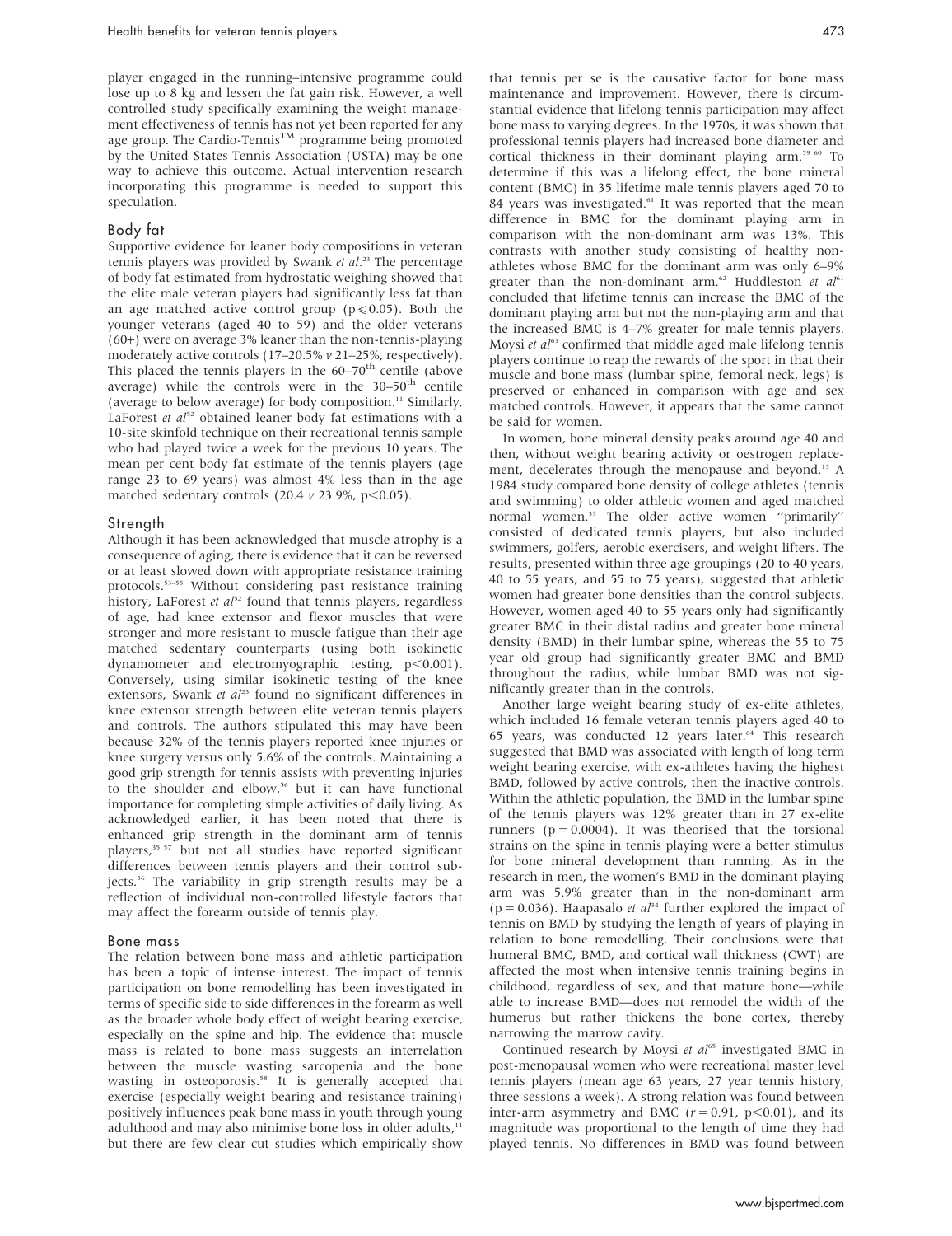player engaged in the running–intensive programme could lose up to 8 kg and lessen the fat gain risk. However, a well controlled study specifically examining the weight management effectiveness of tennis has not yet been reported for any age group. The Cardio-Tennis™ programme being promoted by the United States Tennis Association (USTA) may be one way to achieve this outcome. Actual intervention research incorporating this programme is needed to support this speculation.

## Body fat

Supportive evidence for leaner body compositions in veteran tennis players was provided by Swank *et al*.[23] The percentage of body fat estimated from hydrostatic weighing showed that the elite male veteran players had significantly less fat than an age matched active control group ($p \leqslant 0.05$). Both the younger veterans (aged 40 to 59) and the older veterans (60+) were on average 3% leaner than the non-tennis-playing moderately active controls (17–20.5% *v* 21–25%, respectively). This placed the tennis players in the 60–70th centile (above average) while the controls were in the 30–50th centile (average to below average) for body composition.[11] Similarly, LaForest *et al*[52] obtained leaner body fat estimations with a 10-site skinfold technique on their recreational tennis sample who had played twice a week for the previous 10 years. The mean per cent body fat estimate of the tennis players (age range 23 to 69 years) was almost 4% less than in the age matched sedentary controls (20.4 *v* 23.9%, $p<0.05$).

## Strength

Although it has been acknowledged that muscle atrophy is a consequence of aging, there is evidence that it can be reversed or at least slowed down with appropriate resistance training protocols.[53–55] Without considering past resistance training history, LaForest *et al*[52] found that tennis players, regardless of age, had knee extensor and flexor muscles that were stronger and more resistant to muscle fatigue than their age matched sedentary counterparts (using both isokinetic dynamometer and electromyographic testing, $p<0.001$). Conversely, using similar isokinetic testing of the knee extensors, Swank *et al*[23] found no significant differences in knee extensor strength between elite veteran tennis players and controls. The authors stipulated this may have been because 32% of the tennis players reported knee injuries or knee surgery versus only 5.6% of the controls. Maintaining a good grip strength for tennis assists with preventing injuries to the shoulder and elbow,[56] but it can have functional importance for completing simple activities of daily living. As acknowledged earlier, it has been noted that there is enhanced grip strength in the dominant arm of tennis players,[35 57] but not all studies have reported significant differences between tennis players and their control subjects.[36] The variability in grip strength results may be a reflection of individual non-controlled lifestyle factors that may affect the forearm outside of tennis play.

## Bone mass

The relation between bone mass and athletic participation has been a topic of intense interest. The impact of tennis participation on bone remodelling has been investigated in terms of specific side to side differences in the forearm as well as the broader whole body effect of weight bearing exercise, especially on the spine and hip. The evidence that muscle mass is related to bone mass suggests an interrelation between the muscle wasting sarcopenia and the bone wasting in osteoporosis.[58] It is generally accepted that exercise (especially weight bearing and resistance training) positively influences peak bone mass in youth through young adulthood and may also minimise bone loss in older adults,[11] but there are few clear cut studies which empirically show that tennis per se is the causative factor for bone mass maintenance and improvement. However, there is circumstantial evidence that lifelong tennis participation may affect bone mass to varying degrees. In the 1970s, it was shown that professional tennis players had increased bone diameter and cortical thickness in their dominant playing arm.[59 60] To determine if this was a lifelong effect, the bone mineral content (BMC) in 35 lifetime male tennis players aged 70 to 84 years was investigated.[61] It was reported that the mean difference in BMC for the dominant playing arm in comparison with the non-dominant arm was 13%. This contrasts with another study consisting of healthy non-athletes whose BMC for the dominant arm was only 6–9% greater than the non-dominant arm.[62] Huddleston *et al*[61] concluded that lifetime tennis can increase the BMC of the dominant playing arm but not the non-playing arm and that the increased BMC is 4–7% greater for male tennis players. Moysi *et al*[63] confirmed that middle aged male lifelong tennis players continue to reap the rewards of the sport in that their muscle and bone mass (lumbar spine, femoral neck, legs) is preserved or enhanced in comparison with age and sex matched controls. However, it appears that the same cannot be said for women.

In women, bone mineral density peaks around age 40 and then, without weight bearing activity or oestrogen replacement, decelerates through the menopause and beyond.[13] A 1984 study compared bone density of college athletes (tennis and swimming) to older athletic women and aged matched normal women.[33] The older active women "primarily" consisted of dedicated tennis players, but also included swimmers, golfers, aerobic exercisers, and weight lifters. The results, presented within three age groupings (20 to 40 years, 40 to 55 years, and 55 to 75 years), suggested that athletic women had greater bone densities than the control subjects. However, women aged 40 to 55 years only had significantly greater BMC in their distal radius and greater bone mineral density (BMD) in their lumbar spine, whereas the 55 to 75 year old group had significantly greater BMC and BMD throughout the radius, while lumbar BMD was not significantly greater than in the controls.

Another large weight bearing study of ex-elite athletes, which included 16 female veteran tennis players aged 40 to 65 years, was conducted 12 years later.[64] This research suggested that BMD was associated with length of long term weight bearing exercise, with ex-athletes having the highest BMD, followed by active controls, then the inactive controls. Within the athletic population, the BMD in the lumbar spine of the tennis players was 12% greater than in 27 ex-elite runners ($p = 0.0004$). It was theorised that the torsional strains on the spine in tennis playing were a better stimulus for bone mineral development than running. As in the research in men, the women's BMD in the dominant playing arm was 5.9% greater than in the non-dominant arm ($p = 0.036$). Haapasalo *et al*[34] further explored the impact of tennis on BMD by studying the length of years of playing in relation to bone remodelling. Their conclusions were that humeral BMC, BMD, and cortical wall thickness (CWT) are affected the most when intensive tennis training begins in childhood, regardless of sex, and that mature bone—while able to increase BMD—does not remodel the width of the humerus but rather thickens the bone cortex, thereby narrowing the marrow cavity.

Continued research by Moysi *et al*[65] investigated BMC in post-menopausal women who were recreational master level tennis players (mean age 63 years, 27 year tennis history, three sessions a week). A strong relation was found between inter-arm asymmetry and BMC ($r = 0.91$, $p<0.01$), and its magnitude was proportional to the length of time they had played tennis. No differences in BMD was found between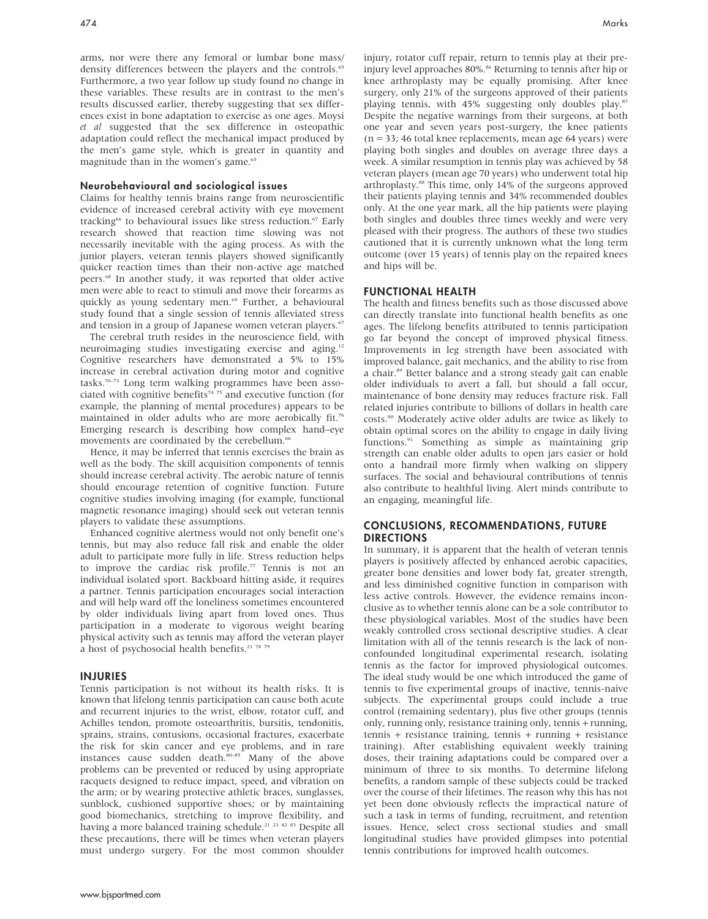arms, nor were there any femoral or lumbar bone mass/density differences between the players and the controls.[65] Furthermore, a two year follow up study found no change in these variables. These results are in contrast to the men's results discussed earlier, thereby suggesting that sex differences exist in bone adaptation to exercise as one ages. Moysi *et al* suggested that the sex difference in osteopathic adaptation could reflect the mechanical impact produced by the men's game style, which is greater in quantity and magnitude than in the women's game.[65]

### Neurobehavioural and sociological issues

Claims for healthy tennis brains range from neuroscientific evidence of increased cerebral activity with eye movement tracking[66] to behavioural issues like stress reduction.[67] Early research showed that reaction time slowing was not necessarily inevitable with the aging process. As with the junior players, veteran tennis players showed significantly quicker reaction times than their non-active age matched peers.[68] In another study, it was reported that older active men were able to react to stimuli and move their forearms as quickly as young sedentary men.[69] Further, a behavioural study found that a single session of tennis alleviated stress and tension in a group of Japanese women veteran players.[67]

The cerebral truth resides in the neuroscience field, with neuroimaging studies investigating exercise and aging.[12] Cognitive researchers have demonstrated a 5% to 15% increase in cerebral activation during motor and cognitive tasks.[70–73] Long term walking programmes have been associated with cognitive benefits[74 75] and executive function (for example, the planning of mental procedures) appears to be maintained in older adults who are more aerobically fit.[76] Emerging research is describing how complex hand–eye movements are coordinated by the cerebellum.[66]

Hence, it may be inferred that tennis exercises the brain as well as the body. The skill acquisition components of tennis should increase cerebral activity. The aerobic nature of tennis should encourage retention of cognitive function. Future cognitive studies involving imaging (for example, functional magnetic resonance imaging) should seek out veteran tennis players to validate these assumptions.

Enhanced cognitive alertness would not only benefit one's tennis, but may also reduce fall risk and enable the older adult to participate more fully in life. Stress reduction helps to improve the cardiac risk profile.[77] Tennis is not an individual isolated sport. Backboard hitting aside, it requires a partner. Tennis participation encourages social interaction and will help ward off the loneliness sometimes encountered by older individuals living apart from loved ones. Thus participation in a moderate to vigorous weight bearing physical activity such as tennis may afford the veteran player a host of psychosocial health benefits.[21 78 79]

## INJURIES

Tennis participation is not without its health risks. It is known that lifelong tennis participation can cause both acute and recurrent injuries to the wrist, elbow, rotator cuff, and Achilles tendon, promote osteoarthritis, bursitis, tendonitis, sprains, strains, contusions, occasional fractures, exacerbate the risk for skin cancer and eye problems, and in rare instances cause sudden death.[80–85] Many of the above problems can be prevented or reduced by using appropriate racquets designed to reduce impact, speed, and vibration on the arm; or by wearing protective athletic braces, sunglasses, sunblock, cushioned supportive shoes; or by maintaining good biomechanics, stretching to improve flexibility, and having a more balanced training schedule.[21 23 82 83] Despite all these precautions, there will be times when veteran players must undergo surgery. For the most common shoulder injury, rotator cuff repair, return to tennis play at their pre-injury level approaches 80%.[86] Returning to tennis after hip or knee arthroplasty may be equally promising. After knee surgery, only 21% of the surgeons approved of their patients playing tennis, with 45% suggesting only doubles play.[87] Despite the negative warnings from their surgeons, at both one year and seven years post-surgery, the knee patients (n = 33; 46 total knee replacements, mean age 64 years) were playing both singles and doubles on average three days a week. A similar resumption in tennis play was achieved by 58 veteran players (mean age 70 years) who underwent total hip arthroplasty.[88] This time, only 14% of the surgeons approved their patients playing tennis and 34% recommended doubles only. At the one year mark, all the hip patients were playing both singles and doubles three times weekly and were very pleased with their progress. The authors of these two studies cautioned that it is currently unknown what the long term outcome (over 15 years) of tennis play on the repaired knees and hips will be.

## FUNCTIONAL HEALTH

The health and fitness benefits such as those discussed above can directly translate into functional health benefits as one ages. The lifelong benefits attributed to tennis participation go far beyond the concept of improved physical fitness. Improvements in leg strength have been associated with improved balance, gait mechanics, and the ability to rise from a chair.[89] Better balance and a strong steady gait can enable older individuals to avert a fall, but should a fall occur, maintenance of bone density may reduces fracture risk. Fall related injuries contribute to billions of dollars in health care costs.[90] Moderately active older adults are twice as likely to obtain optimal scores on the ability to engage in daily living functions.[91] Something as simple as maintaining grip strength can enable older adults to open jars easier or hold onto a handrail more firmly when walking on slippery surfaces. The social and behavioural contributions of tennis also contribute to healthful living. Alert minds contribute to an engaging, meaningful life.

## CONCLUSIONS, RECOMMENDATIONS, FUTURE DIRECTIONS

In summary, it is apparent that the health of veteran tennis players is positively affected by enhanced aerobic capacities, greater bone densities and lower body fat, greater strength, and less diminished cognitive function in comparison with less active controls. However, the evidence remains inconclusive as to whether tennis alone can be a sole contributor to these physiological variables. Most of the studies have been weakly controlled cross sectional descriptive studies. A clear limitation with all of the tennis research is the lack of non-confounded longitudinal experimental research, isolating tennis as the factor for improved physiological outcomes. The ideal study would be one which introduced the game of tennis to five experimental groups of inactive, tennis-naive subjects. The experimental groups could include a true control (remaining sedentary), plus five other groups (tennis only, running only, resistance training only, tennis + running, tennis + resistance training, tennis + running + resistance training). After establishing equivalent weekly training doses, their training adaptations could be compared over a minimum of three to six months. To determine lifelong benefits, a random sample of these subjects could be tracked over the course of their lifetimes. The reason why this has not yet been done obviously reflects the impractical nature of such a task in terms of funding, recruitment, and retention issues. Hence, select cross sectional studies and small longitudinal studies have provided glimpses into potential tennis contributions for improved health outcomes.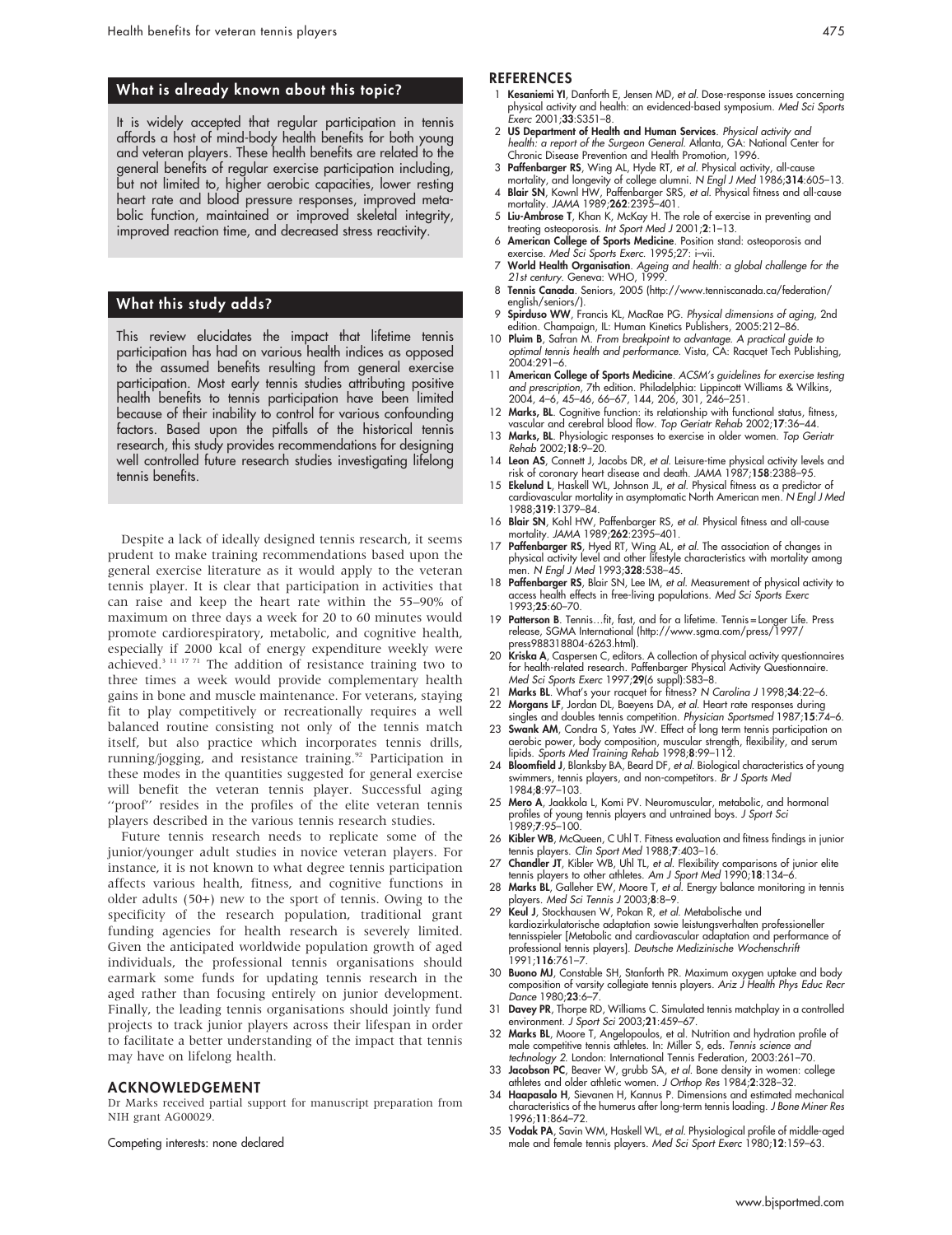## What is already known about this topic?

It is widely accepted that regular participation in tennis affords a host of mind-body health benefits for both young and veteran players. These health benefits are related to the general benefits of regular exercise participation including, but not limited to, higher aerobic capacities, lower resting heart rate and blood pressure responses, improved metabolic function, maintained or improved skeletal integrity, improved reaction time, and decreased stress reactivity.

## What this study adds?

This review elucidates the impact that lifetime tennis participation has had on various health indices as opposed to the assumed benefits resulting from general exercise participation. Most early tennis studies attributing positive health benefits to tennis participation have been limited because of their inability to control for various confounding factors. Based upon the pitfalls of the historical tennis research, this study provides recommendations for designing well controlled future research studies investigating lifelong tennis benefits.

Despite a lack of ideally designed tennis research, it seems prudent to make training recommendations based upon the general exercise literature as it would apply to the veteran tennis player. It is clear that participation in activities that can raise and keep the heart rate within the 55–90% of maximum on three days a week for 20 to 60 minutes would promote cardiorespiratory, metabolic, and cognitive health, especially if 2000 kcal of energy expenditure weekly were achieved.[3 11 17 71] The addition of resistance training two to three times a week would provide complementary health gains in bone and muscle maintenance. For veterans, staying fit to play competitively or recreationally requires a well balanced routine consisting not only of the tennis match itself, but also practice which incorporates tennis drills, running/jogging, and resistance training.[92] Participation in these modes in the quantities suggested for general exercise will benefit the veteran tennis player. Successful aging "proof" resides in the profiles of the elite veteran tennis players described in the various tennis research studies.

Future tennis research needs to replicate some of the junior/younger adult studies in novice veteran players. For instance, it is not known to what degree tennis participation affects various health, fitness, and cognitive functions in older adults (50+) new to the sport of tennis. Owing to the specificity of the research population, traditional grant funding agencies for health research is severely limited. Given the anticipated worldwide population growth of aged individuals, the professional tennis organisations should earmark some funds for updating tennis research in the aged rather than focusing entirely on junior development. Finally, the leading tennis organisations should jointly fund projects to track junior players across their lifespan in order to facilitate a better understanding of the impact that tennis may have on lifelong health.

## ACKNOWLEDGEMENT

Dr Marks received partial support for manuscript preparation from NIH grant AG00029.

Competing interests: none declared

## REFERENCES

1. **Kesaniemi YI**, Danforth E, Jensen MD, *et al*. Dose-response issues concerning physical activity and health: an evidenced-based symposium. *Med Sci Sports Exerc* 2001;**33**:S351–8.
2. **US Department of Health and Human Services**. *Physical activity and health: a report of the Surgeon General*. Atlanta, GA: National Center for Chronic Disease Prevention and Health Promotion, 1996.
3. **Paffenbarger RS**, Wing AL, Hyde RT, *et al*. Physical activity, all-cause mortality, and longevity of college alumni. *N Engl J Med* 1986;**314**:605–13.
4. **Blair SN**, Kownl HW, Paffenbarger SRS, *et al*. Physical fitness and all-cause mortality. *JAMA* 1989;**262**:2395–401.
5. **Liu-Ambrose T**, Khan K, McKay H. The role of exercise in preventing and treating osteoporosis. *Int Sport Med J* 2001;**2**:1–13.
6. **American College of Sports Medicine**. Position stand: osteoporosis and exercise. *Med Sci Sports Exerc*. 1995;27: i–vii.
7. **World Health Organisation**. *Ageing and health: a global challenge for the 21st century*. Geneva: WHO, 1999.
8. **Tennis Canada**. Seniors, 2005 (http://www.tenniscanada.ca/federation/english/seniors/).
9. **Spirduso WW**, Francis KL, MacRae PG. *Physical dimensions of aging*, 2nd edition. Champaign, IL: Human Kinetics Publishers, 2005:212–86.
10. **Pluim B**, Safran M. *From breakpoint to advantage. A practical guide to optimal tennis health and performance*. Vista, CA: Racquet Tech Publishing, 2004:291–6.
11. **American College of Sports Medicine**. *ACSM's guidelines for exercise testing and prescription*, 7th edition. Philadelphia: Lippincott Williams & Wilkins, 2004, 4–6, 45–46, 66–67, 144, 206, 301, 246–251.
12. **Marks, BL**. Cognitive function: its relationship with functional status, fitness, vascular and cerebral blood flow. *Top Geriatr Rehab* 2002;**17**:36–44.
13. **Marks, BL**. Physiologic responses to exercise in older women. *Top Geriatr Rehab* 2002;**18**:9–20.
14. **Leon AS**, Connett J, Jacobs DR, *et al*. Leisure-time physical activity levels and risk of coronary heart disease and death. *JAMA* 1987;**158**:2388–95.
15. **Ekelund L**, Haskell WL, Johnson JL, *et al*. Physical fitness as a predictor of cardiovascular mortality in asymptomatic North American men. *N Engl J Med* 1988;**319**:1379–84.
16. **Blair SN**, Kohl HW, Paffenbarger RS, *et al*. Physical fitness and all-cause mortality. *JAMA* 1989;**262**:2395–401.
17. **Paffenbarger RS**, Hyed RT, Wing AL, *et al*. The association of changes in physical activity level and other lifestyle characteristics with mortality among men. *N Engl J Med* 1993;**328**:538–45.
18. **Paffenbarger RS**, Blair SN, Lee IM, *et al*. Measurement of physical activity to access health effects in free-living populations. *Med Sci Sports Exerc* 1993;**25**:60–70.
19. **Patterson B**. Tennis…fit, fast, and for a lifetime. Tennis = Longer Life. Press release, SGMA International (http://www.sgma.com/press/1997/press988318804-6263.html).
20. **Kriska A**, Caspersen C, editors. A collection of physical activity questionnaires for health-related research. Paffenbarger Physical Activity Questionnaire. *Med Sci Sports Exerc* 1997;**29**(6 suppl):S83–8.
21. **Marks BL**. What's your racquet for fitness? *N Carolina J* 1998;**34**:22–6.
22. **Morgans LF**, Jordan DL, Baeyens DA, *et al*. Heart rate responses during singles and doubles tennis competition. *Physician Sportsmed* 1987;**15**:74–6.
23. **Swank AM**, Condra S, Yates JW. Effect of long term tennis participation on aerobic power, body composition, muscular strength, flexibility, and serum lipids. *Sports Med Training Rehab* 1998;**8**:99–112.
24. **Bloomfield J**, Blanksby BA, Beard DF, *et al*. Biological characteristics of young swimmers, tennis players, and non-competitors. *Br J Sports Med* 1984;**8**:97–103.
25. **Mero A**, Jaakkola L, Komi PV. Neuromuscular, metabolic, and hormonal profiles of young tennis players and untrained boys. *J Sport Sci* 1989;**7**:95–100.
26. **Kibler WB**, McQueen, C Uhl T. Fitness evaluation and fitness findings in junior tennis players. *Clin Sport Med* 1988;**7**:403–16.
27. **Chandler JT**, Kibler WB, Uhl TL, *et al*. Flexibility comparisons of junior elite tennis players to other athletes. *Am J Sport Med* 1990;**18**:134–6.
28. **Marks BL**, Galleher EW, Moore T, *et al*. Energy balance monitoring in tennis players. *Med Sci Tennis J* 2003;**8**:8–9.
29. **Keul J**, Stockhausen W, Pokan R, *et al*. Metabolische und kardiozirkulatorische adaptation sowie leistungsverhalten professioneller tennisspieler [Metabolic and cardiovascular adaptation and performance of professional tennis players]. *Deutsche Medizinische Wochenschrift* 1991;**116**:761–7.
30. **Buono MJ**, Constable SH, Stanforth PR. Maximum oxygen uptake and body composition of varsity collegiate tennis players. *Ariz J Health Phys Educ Recr Dance* 1980;**23**:6–7.
31. **Davey PR**, Thorpe RD, Williams C. Simulated tennis matchplay in a controlled environment. *J Sport Sci* 2003;**21**:459–67.
32. **Marks BL**, Moore T, Angelopoulos, et al. Nutrition and hydration profile of male competitive tennis athletes. In: Miller S, eds. *Tennis science and technology 2*. London: International Tennis Federation, 2003:261–70.
33. **Jacobson PC**, Beaver W, grubb SA, *et al*. Bone density in women: college athletes and older athletic women. *J Orthop Res* 1984;**2**:328–32.
34. **Haapasalo H**, Sievanen H, Kannus P. Dimensions and estimated mechanical characteristics of the humerus after long-term tennis loading. *J Bone Miner Res* 1996;**11**:864–72.
35. **Vodak PA**, Savin WM, Haskell WL, *et al*. Physiological profile of middle-aged male and female tennis players. *Med Sci Sport Exerc* 1980;**12**:159–63.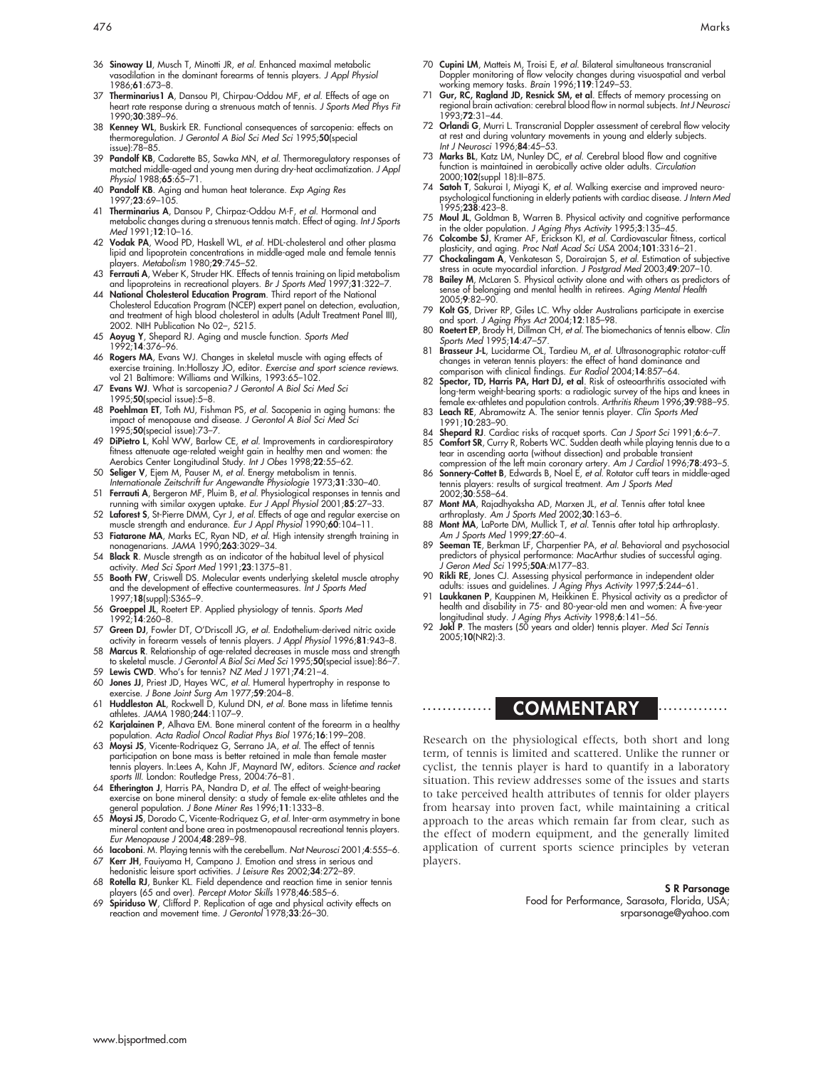36 **Sinoway LI**, Musch T, Minotti JR, *et al*. Enhanced maximal metabolic vasodilation in the dominant forearms of tennis players. *J Appl Physiol* 1986;**61**:673–8.

37 **Therminarius1 A**, Dansou PI, Chirpau-Oddou MF, *et al*. Effects of age on heart rate response during a strenuous match of tennis. *J Sports Med Phys Fit* 1990;**30**:389–96.

38 **Kenney WL**, Buskirk ER. Functional consequences of sarcopenia: effects on thermoregulation. *J Gerontol A Biol Sci Med Sci* 1995;**50**(special issue):78–85.

39 **Pandolf KB**, Cadarette BS, Sawka MN, *et al*. Thermoregulatory responses of matched middle-aged and young men during dry-heat acclimatization. *J Appl Physiol* 1988;**65**:65–71.

40 **Pandolf KB**. Aging and human heat tolerance. *Exp Aging Res* 1997;**23**:69–105.

41 **Therminarius A**, Dansou P, Chirpaz-Oddou M-F, *et al*. Hormonal and metabolic changes during a strenuous tennis match. Effect of aging. *Int J Sports Med* 1991;**12**:10–16.

42 **Vodak PA**, Wood PD, Haskell WL, *et al*. HDL-cholesterol and other plasma lipid and lipoprotein concentrations in middle-aged male and female tennis players. *Metabolism* 1980;**29**:745–52.

43 **Ferrauti A**, Weber K, Struder HK. Effects of tennis training on lipid metabolism and lipoproteins in recreational players. *Br J Sports Med* 1997;**31**:322–7.

44 **National Cholesterol Education Program**. Third report of the National Cholesterol Education Program (NCEP) expert panel on detection, evaluation, and treatment of high blood cholesterol in adults (Adult Treatment Panel III), 2002. NIH Publication No 02–, 5215.

45 **Aoyug Y**, Shepard RJ. Aging and muscle function. *Sports Med* 1992;**14**:376–96.

46 **Rogers MA**, Evans WJ. Changes in skeletal muscle with aging effects of exercise training. In:Holloszy JO, editor. *Exercise and sport science reviews.* vol 21 Baltimore: Williams and Wilkins, 1993:65–102.

47 **Evans WJ**. What is sarcopenia? *J Gerontol A Biol Sci Med Sci* 1995;**50**(special issue):5–8.

48 **Poehlman ET**, Toth MJ, Fishman PS, *et al*. Sacopenia in aging humans: the impact of menopause and disease. *J Gerontol A Biol Sci Med Sci* 1995;**50**(special issue):73–7.

49 **DiPietro L**, Kohl WW, Barlow CE, *et al*. Improvements in cardiorespiratory fitness attenuate age-related weight gain in healthy men and women: the Aerobics Center Longitudinal Study. *Int J Obes* 1998;**22**:55–62.

50 **Seliger V**, Ejem M, Pauser M, *et al*. Energy metabolism in tennis. *Internationale Zeitschrift fur Angewandte Physiologie* 1973;**31**:330–40.

51 **Ferrauti A**, Bergeron MF, Pluim B, *et al*. Physiological responses in tennis and running with similar oxygen uptake. *Eur J Appl Physiol* 2001;**85**:27–33.

52 **Laforest S**, St-Pierre DMM, Cyr J, *et al*. Effects of age and regular exercise on muscle strength and endurance. *Eur J Appl Physiol* 1990;**60**:104–11.

53 **Fiatarone MA**, Marks EC, Ryan ND, *et al*. High intensity strength training in nonagenarians. *JAMA* 1990;**263**:3029–34.

54 **Black R**. Muscle strength as an indicator of the habitual level of physical activity. *Med Sci Sport Med* 1991;**23**:1375–81.

55 **Booth FW**, Criswell DS. Molecular events underlying skeletal muscle atrophy and the development of effective countermeasures. *Int J Sports Med* 1997;**18**(suppl):S365–9.

56 **Groeppel JL**, Roetert EP. Applied physiology of tennis. *Sports Med* 1992;**14**:260–8.

57 **Green DJ**, Fowler DT, O'Driscoll JG, *et al*. Endothelium-derived nitric oxide activity in forearm vessels of tennis players. *J Appl Physiol* 1996;**81**:943–8.

58 **Marcus R**. Relationship of age-related decreases in muscle mass and strength to skeletal muscle. *J Gerontol A Biol Sci Med Sci* 1995;**50**(special issue):86–7.

59 **Lewis CWD**. Who's for tennis? *NZ Med J* 1971;**74**:21–4.

60 **Jones JJ**, Priest JD, Hayes WC, *et al*. Humeral hypertrophy in response to exercise. *J Bone Joint Surg Am* 1977;**59**:204–8.

61 **Huddleston AL**, Rockwell D, Kulund DN, *et al*. Bone mass in lifetime tennis athletes. *JAMA* 1980;**244**:1107–9.

62 **Karjalainen P**, Alhava EM. Bone mineral content of the forearm in a healthy population. *Acta Radiol Oncol Radiat Phys Biol* 1976;**16**:199–208.

63 **Moysi JS**, Vicente-Rodriquez G, Serrano JA, *et al*. The effect of tennis participation on bone mass is better retained in male than female master tennis players. In:Lees A, Kahn JF, Maynard IW, editors. *Science and racket sports III.* London: Routledge Press, 2004:76–81.

64 **Etherington J**, Harris PA, Nandra D, *et al*. The effect of weight-bearing exercise on bone mineral density: a study of female ex-elite athletes and the general population. *J Bone Miner Res* 1996;**11**:1333–8.

65 **Moysi JS**, Dorado C, Vicente-Rodriquez G, *et al*. Inter-arm asymmetry in bone mineral content and bone area in postmenopausal recreational tennis players. *Eur Menopause J* 2004;**48**:289–98.

66 **Iacoboni**. M. Playing tennis with the cerebellum. *Nat Neurosci* 2001;**4**:555–6.

67 **Kerr JH**, Fauiyama H, Campano J. Emotion and stress in serious and hedonistic leisure sport activities. *J Leisure Res* 2002;**34**:272–89.

68 **Rotella RJ**, Bunker KL. Field dependence and reaction time in senior tennis players (65 and over). *Percept Motor Skills* 1978;**46**:585–6.

69 **Spiriduso W**, Clifford P. Replication of age and physical activity effects on reaction and movement time. *J Gerontol* 1978;**33**:26–30.

70 **Cupini LM**, Matteis M, Troisi E, *et al*. Bilateral simultaneous transcranial Doppler monitoring of flow velocity changes during visuospatial and verbal working memory tasks. *Brain* 1996;**119**:1249–53.

71 **Gur, RC, Ragland JD, Resnick SM, et al**. Effects of memory processing on regional brain activation: cerebral blood flow in normal subjects. *Int J Neurosci* 1993;**72**:31–44.

72 **Orlandi G**, Murri L. Transcranial Doppler assessment of cerebral flow velocity at rest and during voluntary movements in young and elderly subjects. *Int J Neurosci* 1996;**84**:45–53.

73 **Marks BL**, Katz LM, Nunley DC, *et al*. Cerebral blood flow and cognitive function is maintained in aerobically active older adults. *Circulation* 2000;**102**(suppl 18):II–875.

74 **Satoh T**, Sakurai I, Miyagi K, *et al*. Walking exercise and improved neuropsychological functioning in elderly patients with cardiac disease. *J Intern Med* 1995;**238**:423–8.

75 **Moul JL**, Goldman B, Warren B. Physical activity and cognitive performance in the older population. *J Aging Phys Activity* 1995;**3**:135–45.

76 **Colcombe SJ**, Kramer AF, Erickson KI, *et al*. Cardiovascular fitness, cortical plasticity, and aging. *Proc Natl Acad Sci USA* 2004;**101**:3316–21.

77 **Chockalingam A**, Venkatesan S, Dorairajan S, *et al*. Estimation of subjective stress in acute myocardial infarction. *J Postgrad Med* 2003;**49**:207–10.

78 **Bailey M**, McLaren S. Physical activity alone and with others as predictors of sense of belonging and mental health in retirees. *Aging Mental Health* 2005;**9**:82–90.

79 **Kolt GS**, Driver RP, Giles LC. Why older Australians participate in exercise and sport. *J Aging Phys Act* 2004;**12**:185–98.

80 **Roetert EP**, Brody H, Dillman CH, *et al*. The biomechanics of tennis elbow. *Clin Sports Med* 1995;**14**:47–57.

81 **Brasseur J-L**, Lucidarme OL, Tardieu M, *et al*. Ultrasonographic rotator-cuff changes in veteran tennis players: the effect of hand dominance and comparison with clinical findings. *Eur Radiol* 2004;**14**:857–64.

82 **Spector, TD, Harris PA, Hart DJ, et al**. Risk of osteoarthritis associated with long-term weight-bearing sports: a radiologic survey of the hips and knees in female ex-athletes and population controls. *Arthritis Rheum* 1996;**39**:988–95.

83 **Leach RE**, Abramowitz A. The senior tennis player. *Clin Sports Med* 1991;**10**:283–90.

84 **Shepard RJ**. Cardiac risks of racquet sports. *Can J Sport Sci* 1991;**6**:6–7.

85 **Comfort SR**, Curry R, Roberts WC. Sudden death while playing tennis due to a tear in ascending aorta (without dissection) and probable transient compression of the left main coronary artery. *Am J Cardiol* 1996;**78**:493–5.

86 **Sonnery-Cottet B**, Edwards B, Noel E, *et al*. Rotator cuff tears in middle-aged tennis players: results of surgical treatment. *Am J Sports Med* 2002;**30**:558–64.

87 **Mont MA**, Rajadhyaksha AD, Marxen JL, *et al*. Tennis after total knee arthroplasty. *Am J Sports Med* 2002;**30**:163–6.

88 **Mont MA**, LaPorte DM, Mullick T, *et al*. Tennis after total hip arthroplasty. *Am J Sports Med* 1999;**27**:60–4.

89 **Seeman TE**, Berkman LF, Charpentier PA, *et al*. Behavioral and psychosocial predictors of physical performance: MacArthur studies of successful aging. *J Geron Med Sci* 1995;**50A**:M177–83.

90 **Rikli RE**, Jones CJ. Assessing physical performance in independent older adults: issues and guidelines. *J Aging Phys Activity* 1997;**5**:244–61.

91 **Laukkanen P**, Kauppinen M, Heikkinen E. Physical activity as a predictor of health and disability in 75- and 80-year-old men and women: A five-year longitudinal study. *J Aging Phys Activity* 1998;**6**:141–56.

92 **Jokl P**. The masters (50 years and older) tennis player. *Med Sci Tennis* 2005;**10**(NR2):3.

## COMMENTARY

Research on the physiological effects, both short and long term, of tennis is limited and scattered. Unlike the runner or cyclist, the tennis player is hard to quantify in a laboratory situation. This review addresses some of the issues and starts to take perceived health attributes of tennis for older players from hearsay into proven fact, while maintaining a critical approach to the areas which remain far from clear, such as the effect of modern equipment, and the generally limited application of current sports science principles by veteran players.

**S R Parsonage**
Food for Performance, Sarasota, Florida, USA;
srparsonage@yahoo.com